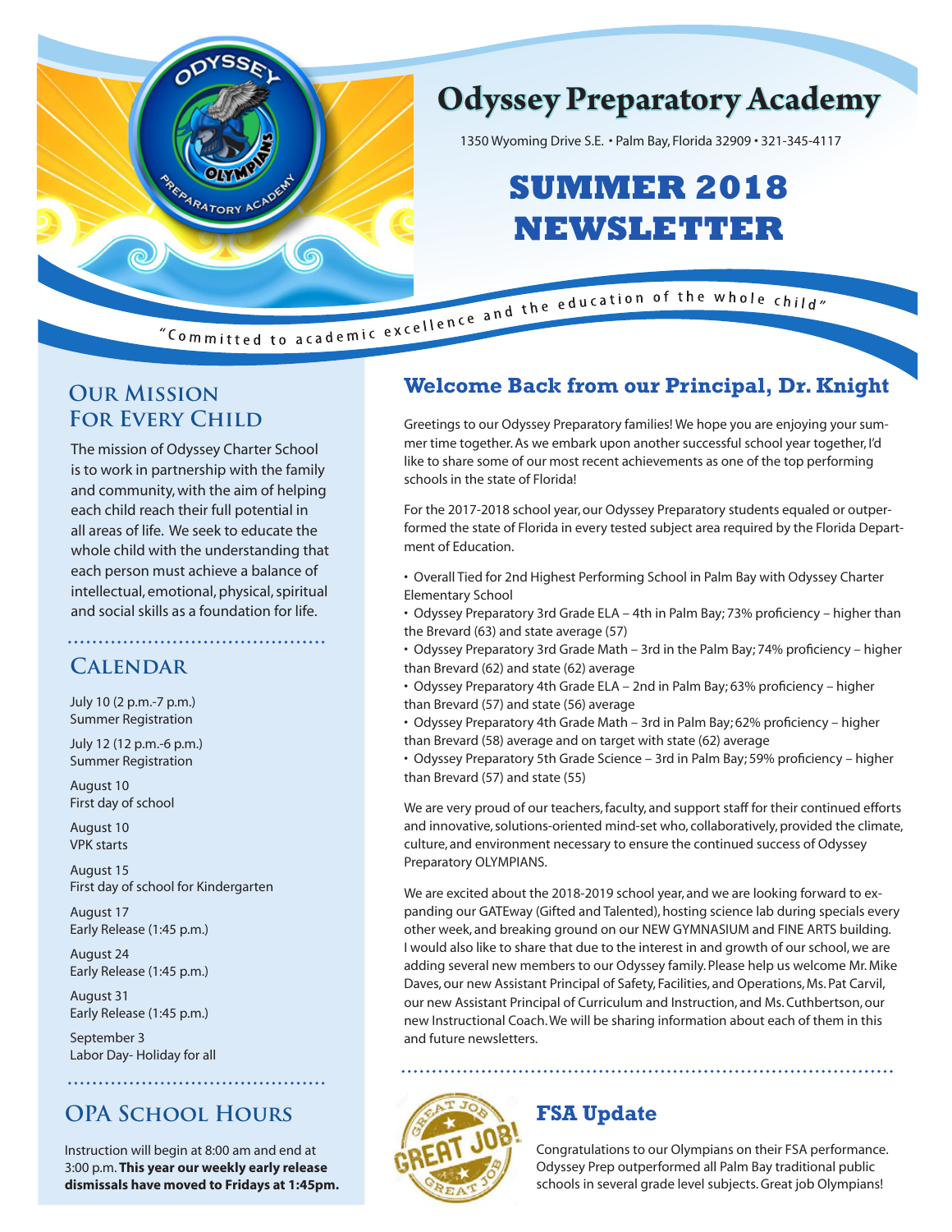# Odyssey Preparatory Academy

1350 Wyoming Drive S.E. • Palm Bay, Florida 32909 • 321-345-4117

# SUMMER 2018 NEWSLETTER

*"Committed to academic excellence and the education of the whole child"*

## Our Mission For Every Child

The mission of Odyssey Charter School is to work in partnership with the family and community, with the aim of helping each child reach their full potential in all areas of life. We seek to educate the whole child with the understanding that each person must achieve a balance of intellectual, emotional, physical, spiritual and social skills as a foundation for life.

## Calendar

July 10 (2 p.m.-7 p.m.)
Summer Registration

July 12 (12 p.m.-6 p.m.)
Summer Registration

August 10
First day of school

August 10
VPK starts

August 15
First day of school for Kindergarten

August 17
Early Release (1:45 p.m.)

August 24
Early Release (1:45 p.m.)

August 31
Early Release (1:45 p.m.)

September 3
Labor Day- Holiday for all

## OPA School Hours

Instruction will begin at 8:00 am and end at 3:00 p.m. **This year our weekly early release dismissals have moved to Fridays at 1:45pm.**

## Welcome Back from our Principal, Dr. Knight

Greetings to our Odyssey Preparatory families! We hope you are enjoying your summer time together. As we embark upon another successful school year together, I'd like to share some of our most recent achievements as one of the top performing schools in the state of Florida!

For the 2017-2018 school year, our Odyssey Preparatory students equaled or outperformed the state of Florida in every tested subject area required by the Florida Department of Education.

- Overall Tied for 2nd Highest Performing School in Palm Bay with Odyssey Charter Elementary School
- Odyssey Preparatory 3rd Grade ELA – 4th in Palm Bay; 73% proficiency – higher than the Brevard (63) and state average (57)
- Odyssey Preparatory 3rd Grade Math – 3rd in the Palm Bay; 74% proficiency – higher than Brevard (62) and state (62) average
- Odyssey Preparatory 4th Grade ELA – 2nd in Palm Bay; 63% proficiency – higher than Brevard (57) and state (56) average
- Odyssey Preparatory 4th Grade Math – 3rd in Palm Bay; 62% proficiency – higher than Brevard (58) average and on target with state (62) average
- Odyssey Preparatory 5th Grade Science – 3rd in Palm Bay; 59% proficiency – higher than Brevard (57) and state (55)

We are very proud of our teachers, faculty, and support staff for their continued efforts and innovative, solutions-oriented mind-set who, collaboratively, provided the climate, culture, and environment necessary to ensure the continued success of Odyssey Preparatory OLYMPIANS.

We are excited about the 2018-2019 school year, and we are looking forward to expanding our GATEway (Gifted and Talented), hosting science lab during specials every other week, and breaking ground on our NEW GYMNASIUM and FINE ARTS building. I would also like to share that due to the interest in and growth of our school, we are adding several new members to our Odyssey family. Please help us welcome Mr. Mike Daves, our new Assistant Principal of Safety, Facilities, and Operations, Ms. Pat Carvil, our new Assistant Principal of Curriculum and Instruction, and Ms. Cuthbertson, our new Instructional Coach. We will be sharing information about each of them in this and future newsletters.

## FSA Update

Congratulations to our Olympians on their FSA performance. Odyssey Prep outperformed all Palm Bay traditional public schools in several grade level subjects. Great job Olympians!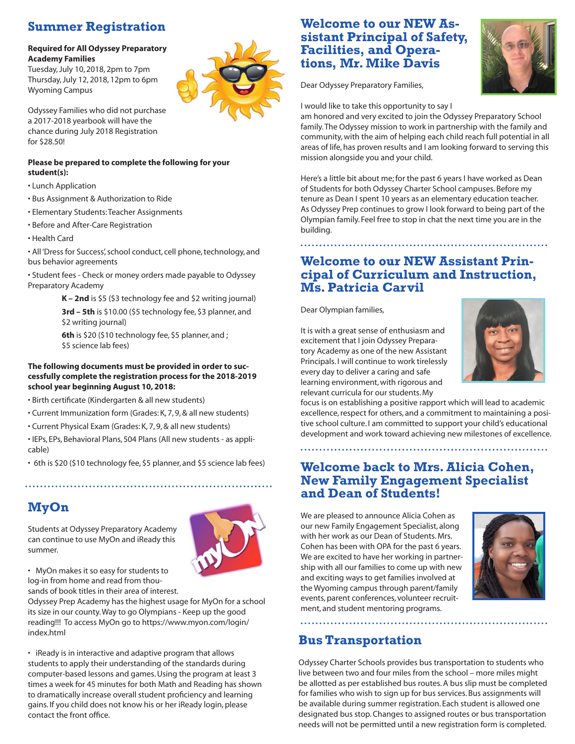## Summer Registration

**Required for All Odyssey Preparatory Academy Families**
Tuesday, July 10, 2018, 2pm to 7pm
Thursday, July 12, 2018, 12pm to 6pm
Wyoming Campus

Odyssey Families who did not purchase a 2017-2018 yearbook will have the chance during July 2018 Registration for $28.50!

**Please be prepared to complete the following for your student(s):**

- Lunch Application
- Bus Assignment & Authorization to Ride
- Elementary Students: Teacher Assignments
- Before and After-Care Registration
- Health Card
- All 'Dress for Success', school conduct, cell phone, technology, and bus behavior agreements
- Student fees - Check or money orders made payable to Odyssey Preparatory Academy
  - **K – 2nd** is $5 ($3 technology fee and $2 writing journal)
  - **3rd – 5th** is $10.00 ($5 technology fee, $3 planner, and $2 writing journal)
  - **6th** is $20 ($10 technology fee, $5 planner, and ; $5 science lab fees)

**The following documents must be provided in order to successfully complete the registration process for the 2018-2019 school year beginning August 10, 2018:**

- Birth certificate (Kindergarten & all new students)
- Current Immunization form (Grades: K, 7, 9, & all new students)
- Current Physical Exam (Grades: K, 7, 9, & all new students)
- IEPs, EPs, Behavioral Plans, 504 Plans (All new students - as applicable)
- 6th is $20 ($10 technology fee, $5 planner, and $5 science lab fees)

## MyOn

Students at Odyssey Preparatory Academy can continue to use MyOn and iReady this summer.

- MyOn makes it so easy for students to log-in from home and read from thousands of book titles in their area of interest. Odyssey Prep Academy has the highest usage for MyOn for a school its size in our county. Way to go Olympians - Keep up the good reading!!! To access MyOn go to https://www.myon.com/login/index.html

- iReady is in interactive and adaptive program that allows students to apply their understanding of the standards during computer-based lessons and games. Using the program at least 3 times a week for 45 minutes for both Math and Reading has shown to dramatically increase overall student proficiency and learning gains. If you child does not know his or her iReady login, please contact the front office.

## Welcome to our NEW Assistant Principal of Safety, Facilities, and Operations, Mr. Mike Davis

Dear Odyssey Preparatory Families,

I would like to take this opportunity to say I am honored and very excited to join the Odyssey Preparatory School family. The Odyssey mission to work in partnership with the family and community, with the aim of helping each child reach full potential in all areas of life, has proven results and I am looking forward to serving this mission alongside you and your child.

Here's a little bit about me; for the past 6 years I have worked as Dean of Students for both Odyssey Charter School campuses. Before my tenure as Dean I spent 10 years as an elementary education teacher. As Odyssey Prep continues to grow I look forward to being part of the Olympian family. Feel free to stop in chat the next time you are in the building.

## Welcome to our NEW Assistant Principal of Curriculum and Instruction, Ms. Patricia Carvil

Dear Olympian families,

It is with a great sense of enthusiasm and excitement that I join Odyssey Preparatory Academy as one of the new Assistant Principals. I will continue to work tirelessly every day to deliver a caring and safe learning environment, with rigorous and relevant curricula for our students. My focus is on establishing a positive rapport which will lead to academic excellence, respect for others, and a commitment to maintaining a positive school culture. I am committed to support your child's educational development and work toward achieving new milestones of excellence.

## Welcome back to Mrs. Alicia Cohen, New Family Engagement Specialist and Dean of Students!

We are pleased to announce Alicia Cohen as our new Family Engagement Specialist, along with her work as our Dean of Students. Mrs. Cohen has been with OPA for the past 6 years. We are excited to have her working in partnership with all our families to come up with new and exciting ways to get families involved at the Wyoming campus through parent/family events, parent conferences, volunteer recruitment, and student mentoring programs.

## Bus Transportation

Odyssey Charter Schools provides bus transportation to students who live between two and four miles from the school – more miles might be allotted as per established bus routes. A bus slip must be completed for families who wish to sign up for bus services. Bus assignments will be available during summer registration. Each student is allowed one designated bus stop. Changes to assigned routes or bus transportation needs will not be permitted until a new registration form is completed.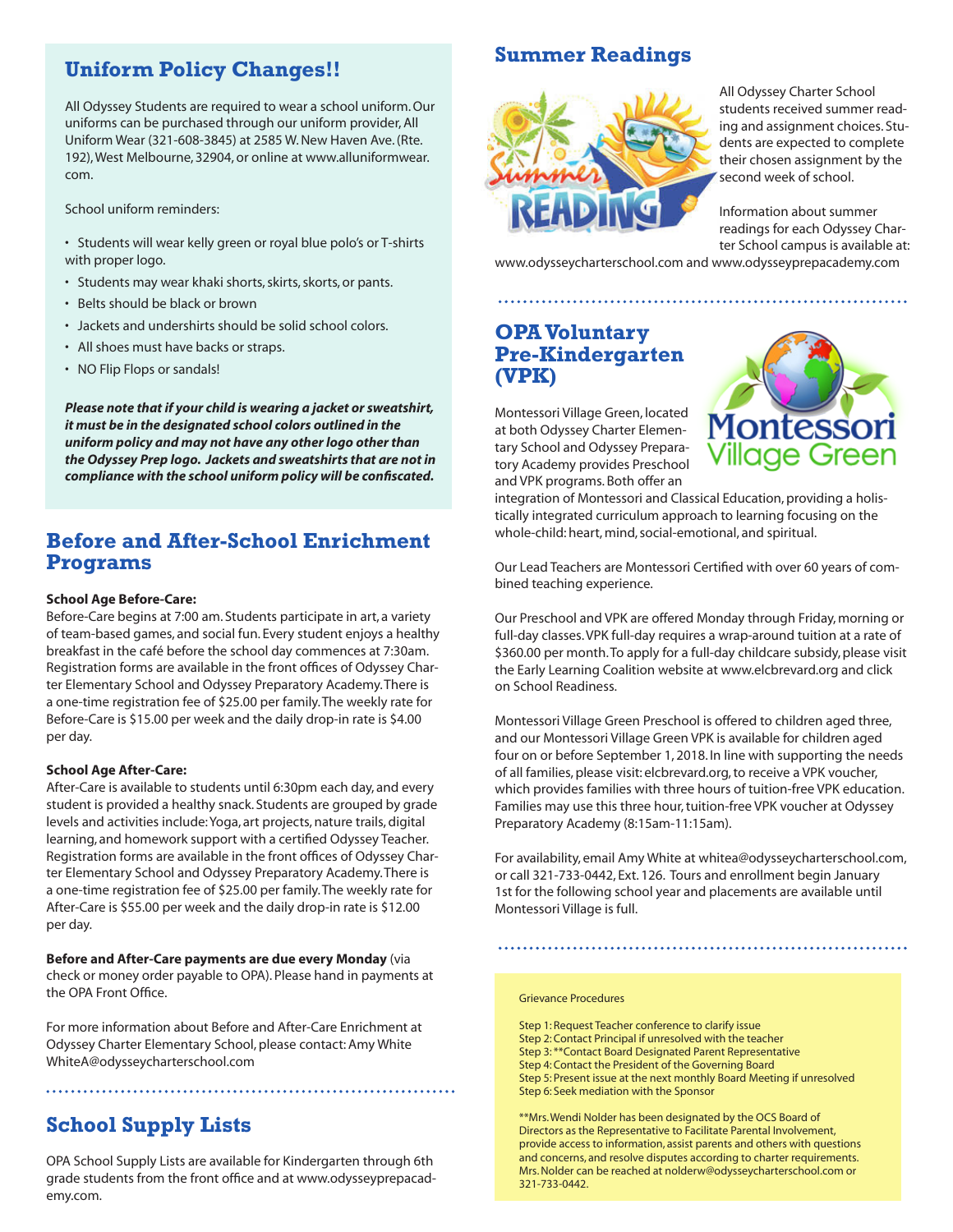## Uniform Policy Changes!!

All Odyssey Students are required to wear a school uniform. Our uniforms can be purchased through our uniform provider, All Uniform Wear (321-608-3845) at 2585 W. New Haven Ave. (Rte. 192), West Melbourne, 32904, or online at www.alluniformwear.com.

School uniform reminders:

- Students will wear kelly green or royal blue polo's or T-shirts with proper logo.
- Students may wear khaki shorts, skirts, skorts, or pants.
- Belts should be black or brown
- Jackets and undershirts should be solid school colors.
- All shoes must have backs or straps.
- NO Flip Flops or sandals!

***Please note that if your child is wearing a jacket or sweatshirt, it must be in the designated school colors outlined in the uniform policy and may not have any other logo other than the Odyssey Prep logo. Jackets and sweatshirts that are not in compliance with the school uniform policy will be confiscated.***

## Before and After-School Enrichment Programs

**School Age Before-Care:**
Before-Care begins at 7:00 am. Students participate in art, a variety of team-based games, and social fun. Every student enjoys a healthy breakfast in the café before the school day commences at 7:30am. Registration forms are available in the front offices of Odyssey Charter Elementary School and Odyssey Preparatory Academy. There is a one-time registration fee of $25.00 per family. The weekly rate for Before-Care is $15.00 per week and the daily drop-in rate is $4.00 per day.

**School Age After-Care:**
After-Care is available to students until 6:30pm each day, and every student is provided a healthy snack. Students are grouped by grade levels and activities include: Yoga, art projects, nature trails, digital learning, and homework support with a certified Odyssey Teacher. Registration forms are available in the front offices of Odyssey Charter Elementary School and Odyssey Preparatory Academy. There is a one-time registration fee of $25.00 per family. The weekly rate for After-Care is $55.00 per week and the daily drop-in rate is $12.00 per day.

**Before and After-Care payments are due every Monday** (via check or money order payable to OPA). Please hand in payments at the OPA Front Office.

For more information about Before and After-Care Enrichment at Odyssey Charter Elementary School, please contact: Amy White WhiteA@odysseycharterschool.com

## School Supply Lists

OPA School Supply Lists are available for Kindergarten through 6th grade students from the front office and at www.odysseyprepacademy.com.

## Summer Readings

All Odyssey Charter School students received summer reading and assignment choices. Students are expected to complete their chosen assignment by the second week of school.

Information about summer readings for each Odyssey Charter School campus is available at: www.odysseycharterschool.com and www.odysseyprepacademy.com

## OPA Voluntary Pre-Kindergarten (VPK)

Montessori Village Green, located at both Odyssey Charter Elementary School and Odyssey Preparatory Academy provides Preschool and VPK programs. Both offer an integration of Montessori and Classical Education, providing a holistically integrated curriculum approach to learning focusing on the whole-child: heart, mind, social-emotional, and spiritual.

Our Lead Teachers are Montessori Certified with over 60 years of combined teaching experience.

Our Preschool and VPK are offered Monday through Friday, morning or full-day classes. VPK full-day requires a wrap-around tuition at a rate of $360.00 per month. To apply for a full-day childcare subsidy, please visit the Early Learning Coalition website at www.elcbrevard.org and click on School Readiness.

Montessori Village Green Preschool is offered to children aged three, and our Montessori Village Green VPK is available for children aged four on or before September 1, 2018. In line with supporting the needs of all families, please visit: elcbrevard.org, to receive a VPK voucher, which provides families with three hours of tuition-free VPK education. Families may use this three hour, tuition-free VPK voucher at Odyssey Preparatory Academy (8:15am-11:15am).

For availability, email Amy White at whitea@odysseycharterschool.com, or call 321-733-0442, Ext. 126. Tours and enrollment begin January 1st for the following school year and placements are available until Montessori Village is full.

Grievance Procedures

Step 1: Request Teacher conference to clarify issue
Step 2: Contact Principal if unresolved with the teacher
Step 3: **Contact Board Designated Parent Representative
Step 4: Contact the President of the Governing Board
Step 5: Present issue at the next monthly Board Meeting if unresolved
Step 6: Seek mediation with the Sponsor

**Mrs. Wendi Nolder has been designated by the OCS Board of Directors as the Representative to Facilitate Parental Involvement, provide access to information, assist parents and others with questions and concerns, and resolve disputes according to charter requirements. Mrs. Nolder can be reached at nolderw@odysseycharterschool.com or 321-733-0442.